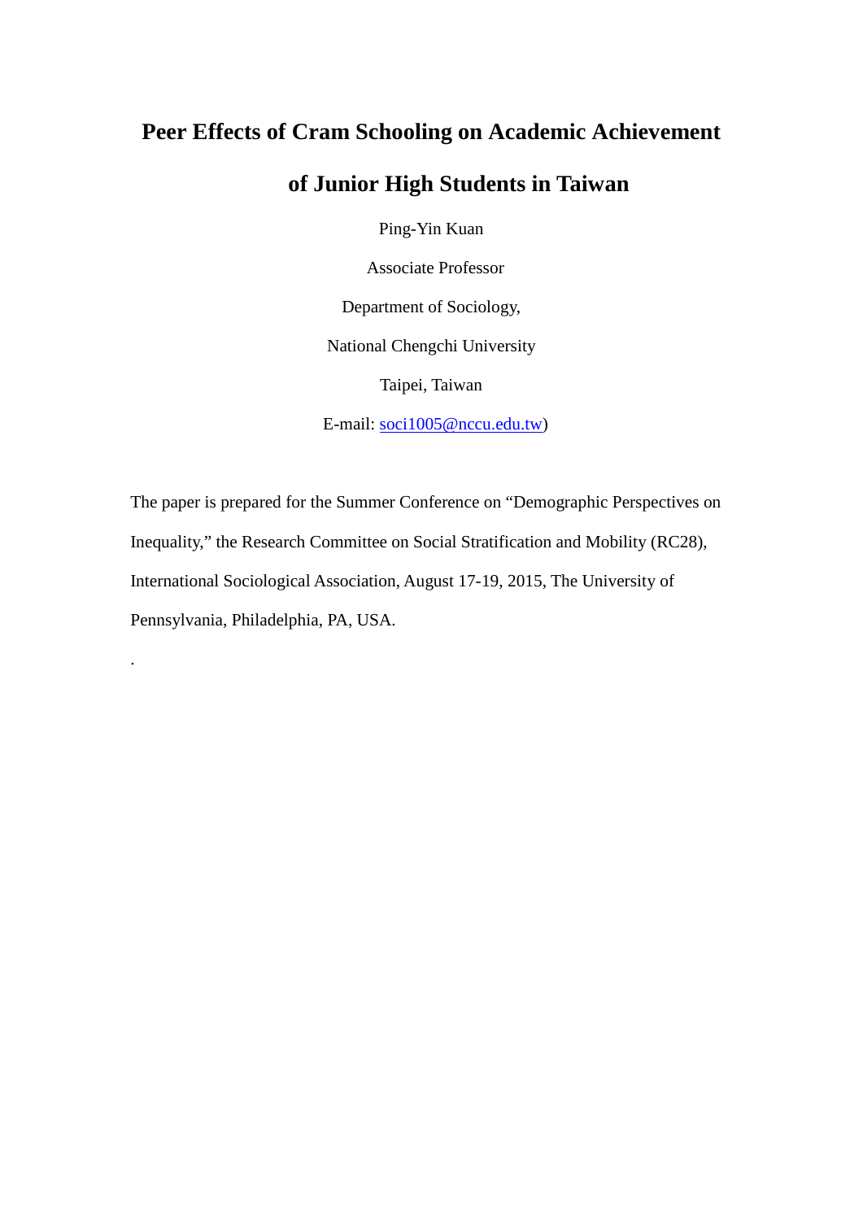# Peer Effects of Cram Schooling on Academic Achievement of Junior High Students in Taiwan

Ping-Yin Kuan

Associate Professor

Department of Sociology,

National Chengchi University

Taipei, Taiwan

E-mail: soci1005@nccu.edu.tw)

The paper is prepared for the Summer Conference on "Demographic Perspectives on Inequality," the Research Committee on Social Stratification and Mobility (RC28), International Sociological Association, August 17-19, 2015, The University of Pennsylvania, Philadelphia, PA, USA.

.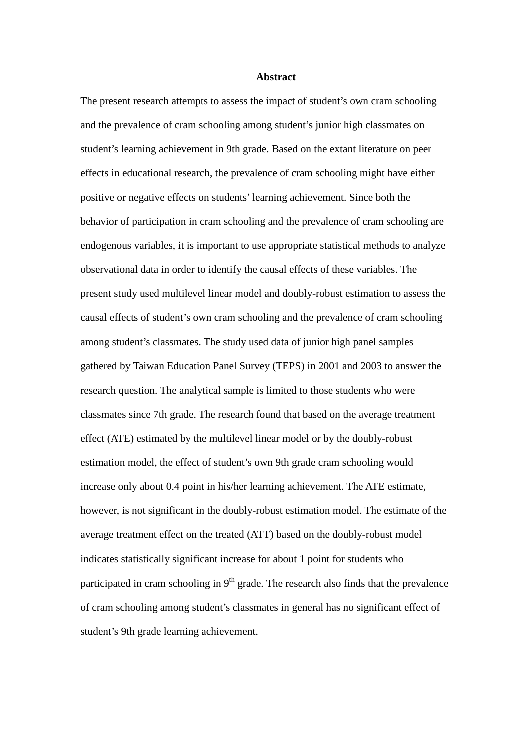# Abstract

The present research attempts to assess the impact of student's own cram schooling and the prevalence of cram schooling among student's junior high classmates on student's learning achievement in 9th grade. Based on the extant literature on peer effects in educational research, the prevalence of cram schooling might have either positive or negative effects on students' learning achievement. Since both the behavior of participation in cram schooling and the prevalence of cram schooling are endogenous variables, it is important to use appropriate statistical methods to analyze observational data in order to identify the causal effects of these variables. The present study used multilevel linear model and doubly-robust estimation to assess the causal effects of student's own cram schooling and the prevalence of cram schooling among student's classmates. The study used data of junior high panel samples gathered by Taiwan Education Panel Survey (TEPS) in 2001 and 2003 to answer the research question. The analytical sample is limited to those students who were classmates since 7th grade. The research found that based on the average treatment effect (ATE) estimated by the multilevel linear model or by the doubly-robust estimation model, the effect of student's own 9th grade cram schooling would increase only about 0.4 point in his/her learning achievement. The ATE estimate, however, is not significant in the doubly-robust estimation model. The estimate of the average treatment effect on the treated (ATT) based on the doubly-robust model indicates statistically significant increase for about 1 point for students who participated in cram schooling in 9th grade. The research also finds that the prevalence of cram schooling among student's classmates in general has no significant effect of student's 9th grade learning achievement.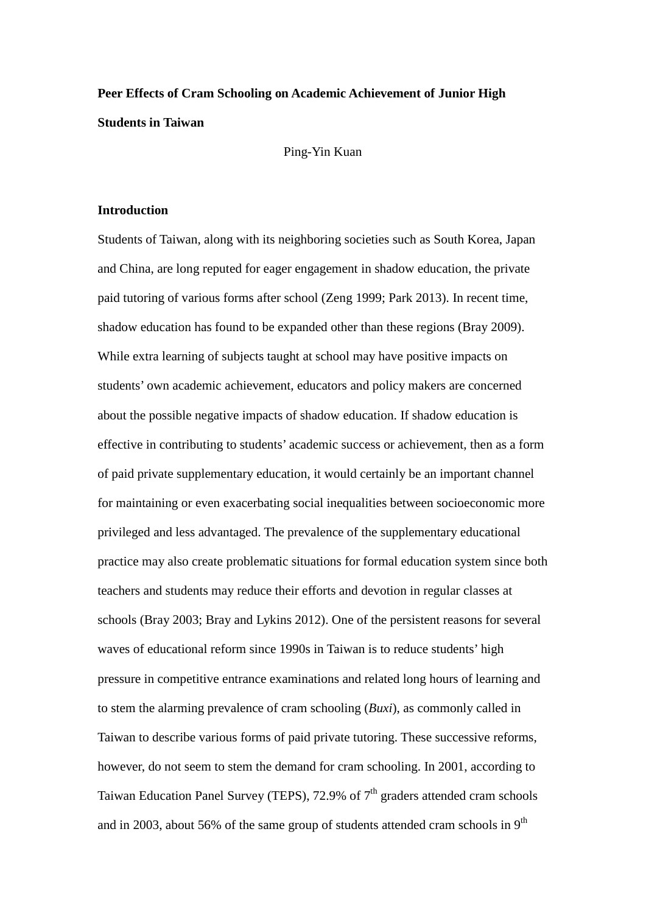**Peer Effects of Cram Schooling on Academic Achievement of Junior High Students in Taiwan**

Ping-Yin Kuan

**Introduction**

Students of Taiwan, along with its neighboring societies such as South Korea, Japan and China, are long reputed for eager engagement in shadow education, the private paid tutoring of various forms after school (Zeng 1999; Park 2013). In recent time, shadow education has found to be expanded other than these regions (Bray 2009). While extra learning of subjects taught at school may have positive impacts on students' own academic achievement, educators and policy makers are concerned about the possible negative impacts of shadow education. If shadow education is effective in contributing to students' academic success or achievement, then as a form of paid private supplementary education, it would certainly be an important channel for maintaining or even exacerbating social inequalities between socioeconomic more privileged and less advantaged. The prevalence of the supplementary educational practice may also create problematic situations for formal education system since both teachers and students may reduce their efforts and devotion in regular classes at schools (Bray 2003; Bray and Lykins 2012). One of the persistent reasons for several waves of educational reform since 1990s in Taiwan is to reduce students' high pressure in competitive entrance examinations and related long hours of learning and to stem the alarming prevalence of cram schooling (*Buxi*), as commonly called in Taiwan to describe various forms of paid private tutoring. These successive reforms, however, do not seem to stem the demand for cram schooling. In 2001, according to Taiwan Education Panel Survey (TEPS), 72.9% of 7$^{th}$ graders attended cram schools and in 2003, about 56% of the same group of students attended cram schools in 9$^{th}$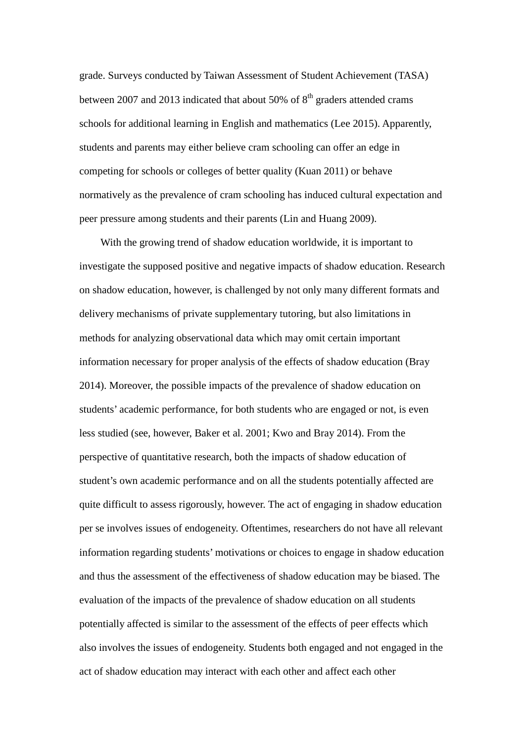grade. Surveys conducted by Taiwan Assessment of Student Achievement (TASA) between 2007 and 2013 indicated that about 50% of 8$^{th}$ graders attended crams schools for additional learning in English and mathematics (Lee 2015). Apparently, students and parents may either believe cram schooling can offer an edge in competing for schools or colleges of better quality (Kuan 2011) or behave normatively as the prevalence of cram schooling has induced cultural expectation and peer pressure among students and their parents (Lin and Huang 2009).

With the growing trend of shadow education worldwide, it is important to investigate the supposed positive and negative impacts of shadow education. Research on shadow education, however, is challenged by not only many different formats and delivery mechanisms of private supplementary tutoring, but also limitations in methods for analyzing observational data which may omit certain important information necessary for proper analysis of the effects of shadow education (Bray 2014). Moreover, the possible impacts of the prevalence of shadow education on students' academic performance, for both students who are engaged or not, is even less studied (see, however, Baker et al. 2001; Kwo and Bray 2014). From the perspective of quantitative research, both the impacts of shadow education of student's own academic performance and on all the students potentially affected are quite difficult to assess rigorously, however. The act of engaging in shadow education per se involves issues of endogeneity. Oftentimes, researchers do not have all relevant information regarding students' motivations or choices to engage in shadow education and thus the assessment of the effectiveness of shadow education may be biased. The evaluation of the impacts of the prevalence of shadow education on all students potentially affected is similar to the assessment of the effects of peer effects which also involves the issues of endogeneity. Students both engaged and not engaged in the act of shadow education may interact with each other and affect each other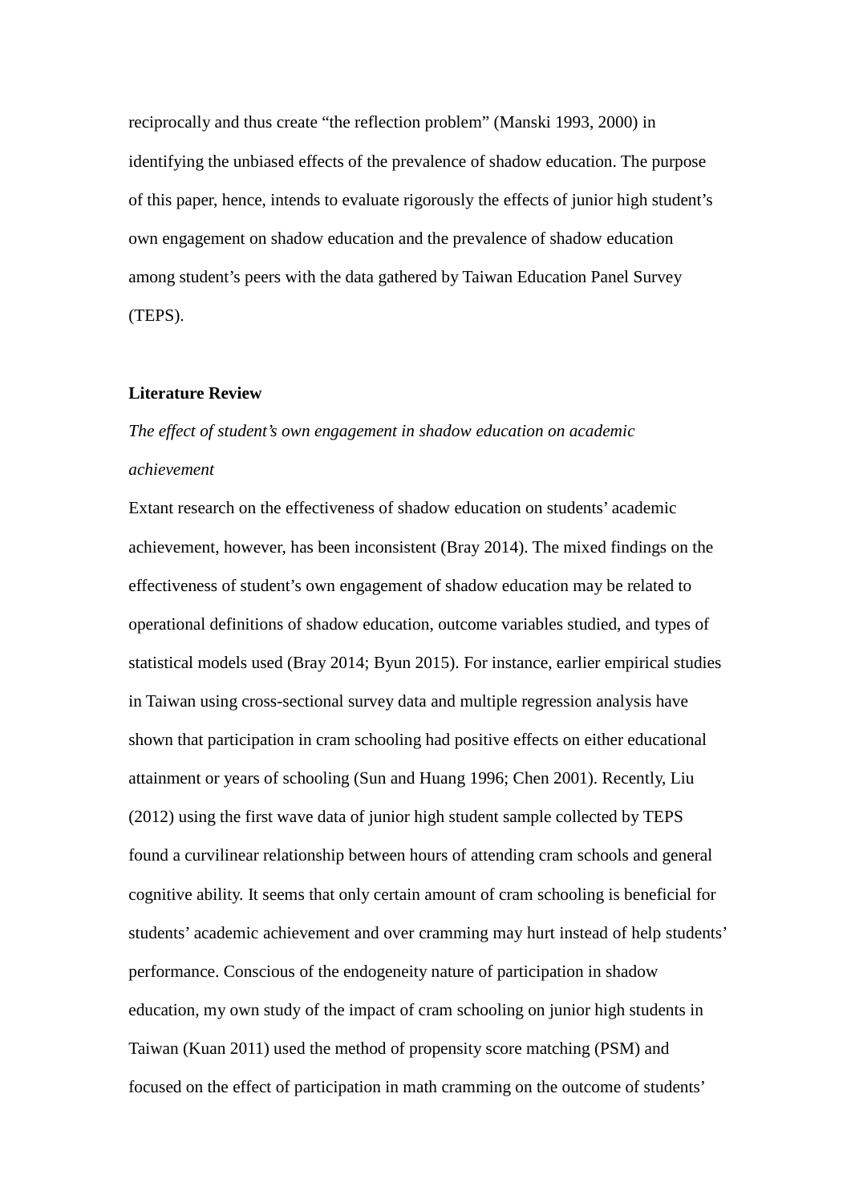reciprocally and thus create “the reflection problem” (Manski 1993, 2000) in identifying the unbiased effects of the prevalence of shadow education. The purpose of this paper, hence, intends to evaluate rigorously the effects of junior high student’s own engagement on shadow education and the prevalence of shadow education among student’s peers with the data gathered by Taiwan Education Panel Survey (TEPS).

## Literature Review

### *The effect of student’s own engagement in shadow education on academic achievement*

Extant research on the effectiveness of shadow education on students’ academic achievement, however, has been inconsistent (Bray 2014). The mixed findings on the effectiveness of student’s own engagement of shadow education may be related to operational definitions of shadow education, outcome variables studied, and types of statistical models used (Bray 2014; Byun 2015). For instance, earlier empirical studies in Taiwan using cross-sectional survey data and multiple regression analysis have shown that participation in cram schooling had positive effects on either educational attainment or years of schooling (Sun and Huang 1996; Chen 2001). Recently, Liu (2012) using the first wave data of junior high student sample collected by TEPS found a curvilinear relationship between hours of attending cram schools and general cognitive ability. It seems that only certain amount of cram schooling is beneficial for students’ academic achievement and over cramming may hurt instead of help students’ performance. Conscious of the endogeneity nature of participation in shadow education, my own study of the impact of cram schooling on junior high students in Taiwan (Kuan 2011) used the method of propensity score matching (PSM) and focused on the effect of participation in math cramming on the outcome of students’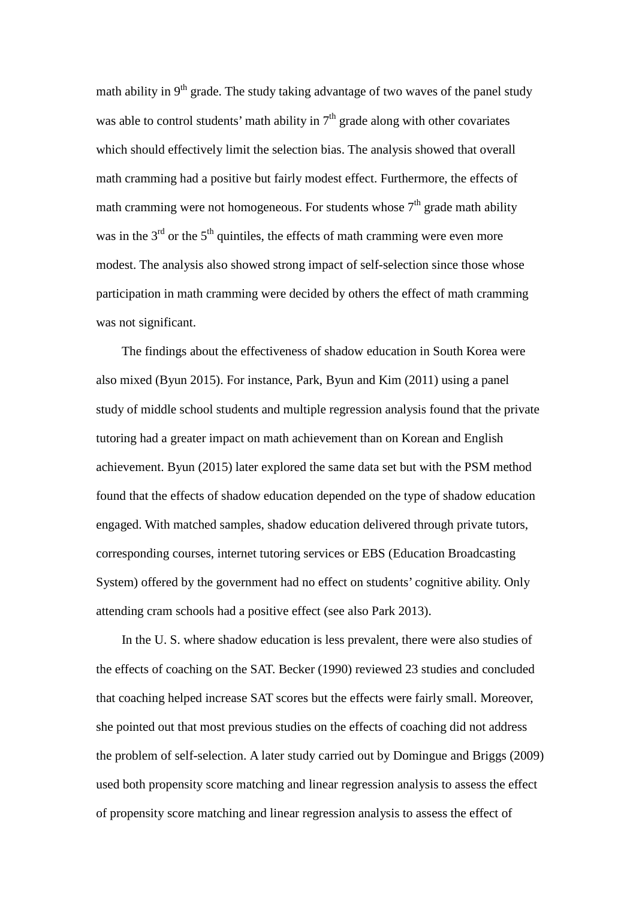math ability in 9th grade. The study taking advantage of two waves of the panel study was able to control students' math ability in 7th grade along with other covariates which should effectively limit the selection bias. The analysis showed that overall math cramming had a positive but fairly modest effect. Furthermore, the effects of math cramming were not homogeneous. For students whose 7th grade math ability was in the 3rd or the 5th quintiles, the effects of math cramming were even more modest. The analysis also showed strong impact of self-selection since those whose participation in math cramming were decided by others the effect of math cramming was not significant.

The findings about the effectiveness of shadow education in South Korea were also mixed (Byun 2015). For instance, Park, Byun and Kim (2011) using a panel study of middle school students and multiple regression analysis found that the private tutoring had a greater impact on math achievement than on Korean and English achievement. Byun (2015) later explored the same data set but with the PSM method found that the effects of shadow education depended on the type of shadow education engaged. With matched samples, shadow education delivered through private tutors, corresponding courses, internet tutoring services or EBS (Education Broadcasting System) offered by the government had no effect on students' cognitive ability. Only attending cram schools had a positive effect (see also Park 2013).

In the U. S. where shadow education is less prevalent, there were also studies of the effects of coaching on the SAT. Becker (1990) reviewed 23 studies and concluded that coaching helped increase SAT scores but the effects were fairly small. Moreover, she pointed out that most previous studies on the effects of coaching did not address the problem of self-selection. A later study carried out by Domingue and Briggs (2009) used both propensity score matching and linear regression analysis to assess the effect of propensity score matching and linear regression analysis to assess the effect of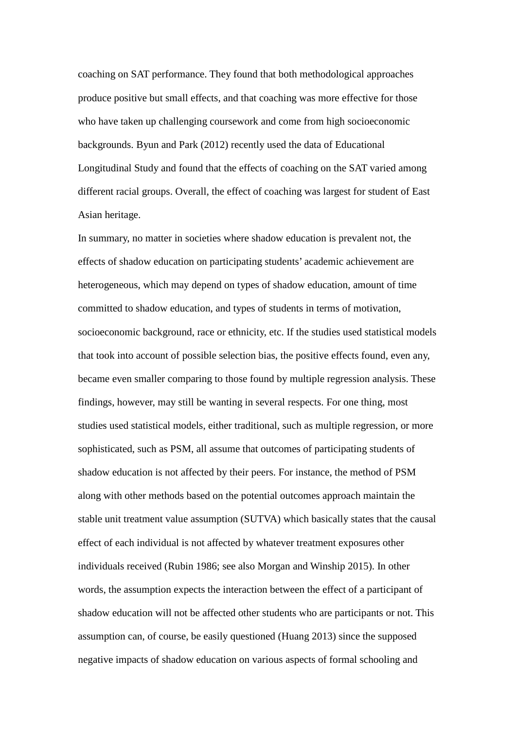coaching on SAT performance. They found that both methodological approaches produce positive but small effects, and that coaching was more effective for those who have taken up challenging coursework and come from high socioeconomic backgrounds. Byun and Park (2012) recently used the data of Educational Longitudinal Study and found that the effects of coaching on the SAT varied among different racial groups. Overall, the effect of coaching was largest for student of East Asian heritage.

In summary, no matter in societies where shadow education is prevalent not, the effects of shadow education on participating students' academic achievement are heterogeneous, which may depend on types of shadow education, amount of time committed to shadow education, and types of students in terms of motivation, socioeconomic background, race or ethnicity, etc. If the studies used statistical models that took into account of possible selection bias, the positive effects found, even any, became even smaller comparing to those found by multiple regression analysis. These findings, however, may still be wanting in several respects. For one thing, most studies used statistical models, either traditional, such as multiple regression, or more sophisticated, such as PSM, all assume that outcomes of participating students of shadow education is not affected by their peers. For instance, the method of PSM along with other methods based on the potential outcomes approach maintain the stable unit treatment value assumption (SUTVA) which basically states that the causal effect of each individual is not affected by whatever treatment exposures other individuals received (Rubin 1986; see also Morgan and Winship 2015). In other words, the assumption expects the interaction between the effect of a participant of shadow education will not be affected other students who are participants or not. This assumption can, of course, be easily questioned (Huang 2013) since the supposed negative impacts of shadow education on various aspects of formal schooling and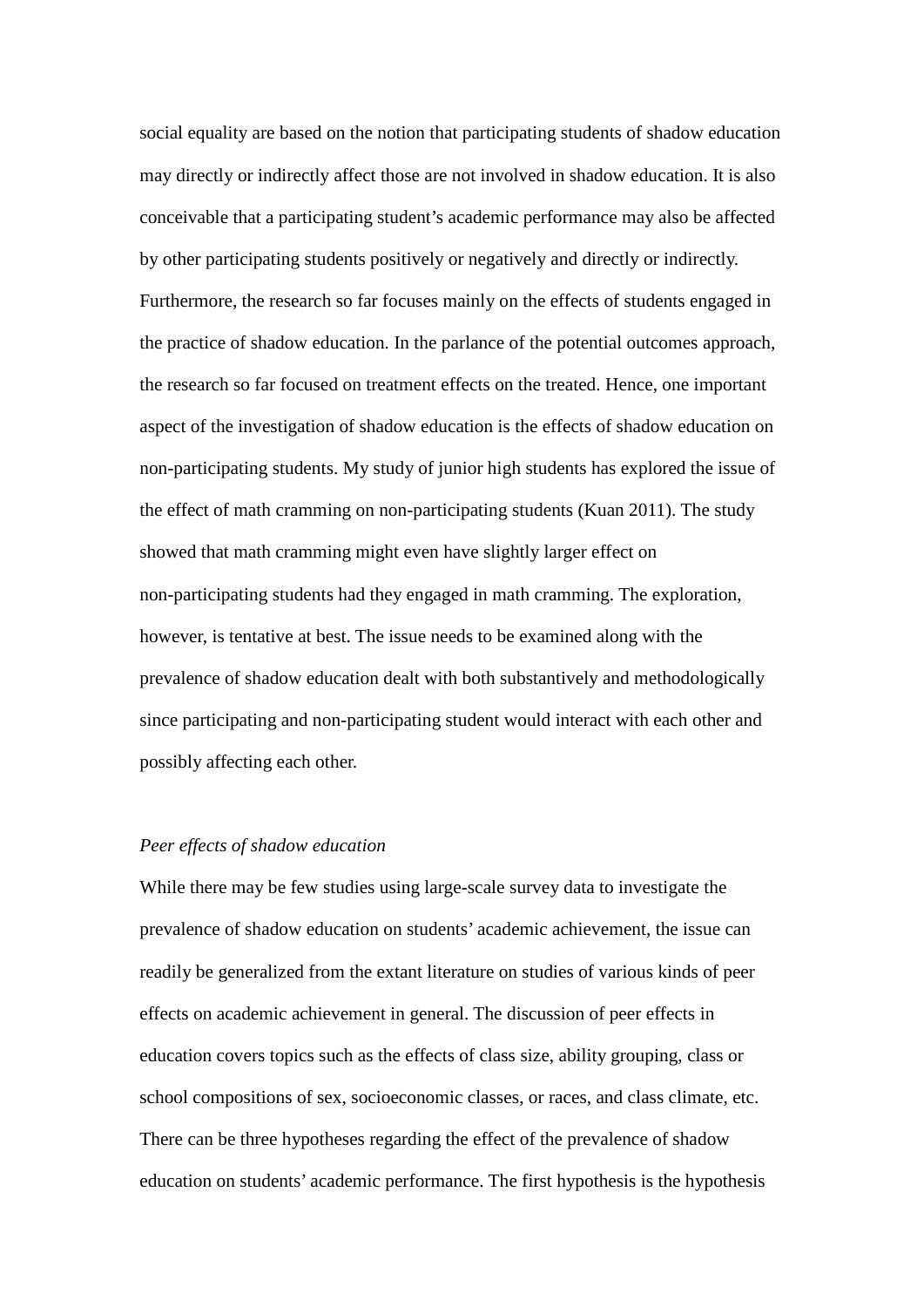social equality are based on the notion that participating students of shadow education may directly or indirectly affect those are not involved in shadow education. It is also conceivable that a participating student's academic performance may also be affected by other participating students positively or negatively and directly or indirectly. Furthermore, the research so far focuses mainly on the effects of students engaged in the practice of shadow education. In the parlance of the potential outcomes approach, the research so far focused on treatment effects on the treated. Hence, one important aspect of the investigation of shadow education is the effects of shadow education on non-participating students. My study of junior high students has explored the issue of the effect of math cramming on non-participating students (Kuan 2011). The study showed that math cramming might even have slightly larger effect on non-participating students had they engaged in math cramming. The exploration, however, is tentative at best. The issue needs to be examined along with the prevalence of shadow education dealt with both substantively and methodologically since participating and non-participating student would interact with each other and possibly affecting each other.

*Peer effects of shadow education*

While there may be few studies using large-scale survey data to investigate the prevalence of shadow education on students' academic achievement, the issue can readily be generalized from the extant literature on studies of various kinds of peer effects on academic achievement in general. The discussion of peer effects in education covers topics such as the effects of class size, ability grouping, class or school compositions of sex, socioeconomic classes, or races, and class climate, etc. There can be three hypotheses regarding the effect of the prevalence of shadow education on students' academic performance. The first hypothesis is the hypothesis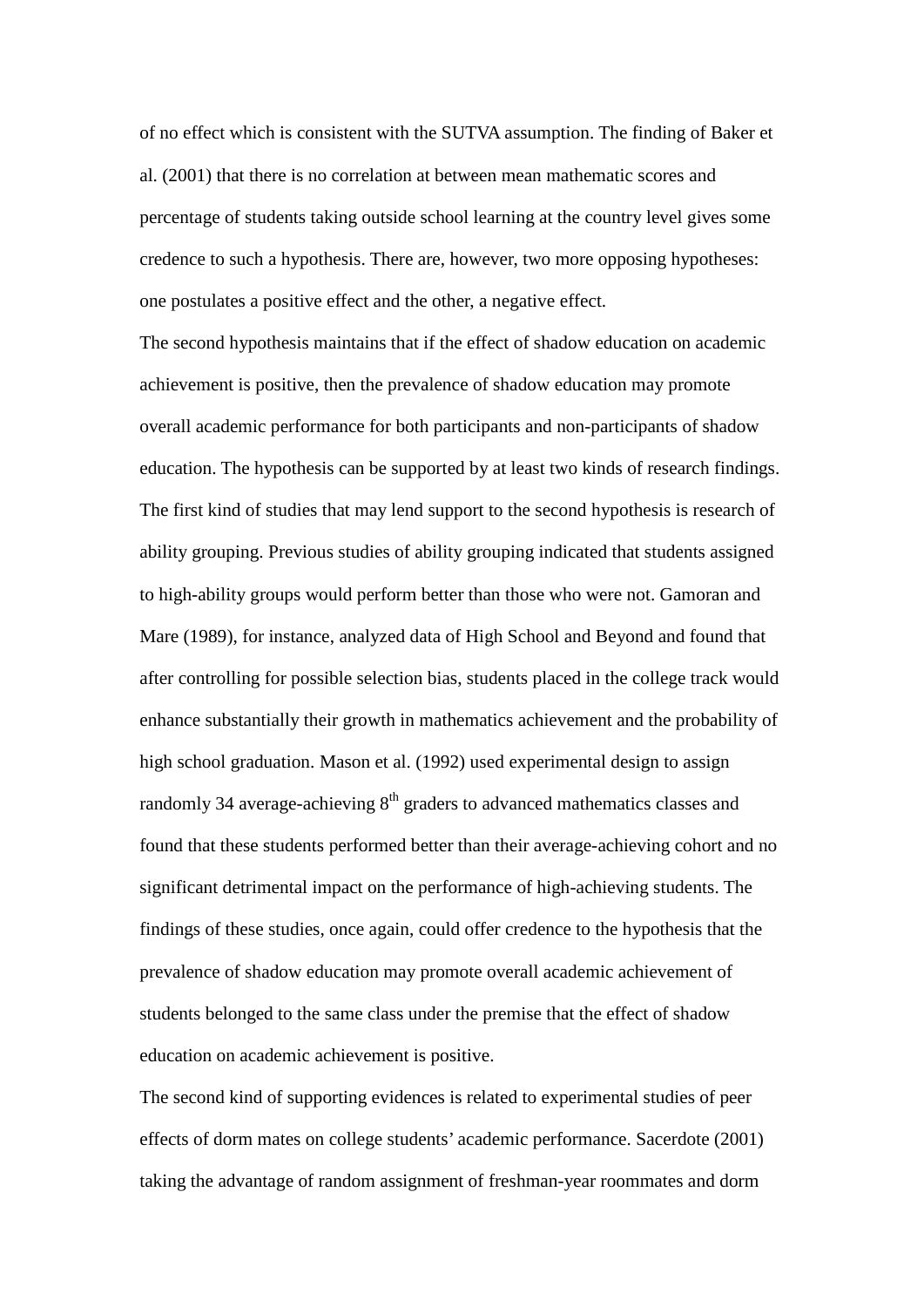of no effect which is consistent with the SUTVA assumption. The finding of Baker et al. (2001) that there is no correlation at between mean mathematic scores and percentage of students taking outside school learning at the country level gives some credence to such a hypothesis. There are, however, two more opposing hypotheses: one postulates a positive effect and the other, a negative effect.

The second hypothesis maintains that if the effect of shadow education on academic achievement is positive, then the prevalence of shadow education may promote overall academic performance for both participants and non-participants of shadow education. The hypothesis can be supported by at least two kinds of research findings. The first kind of studies that may lend support to the second hypothesis is research of ability grouping. Previous studies of ability grouping indicated that students assigned to high-ability groups would perform better than those who were not. Gamoran and Mare (1989), for instance, analyzed data of High School and Beyond and found that after controlling for possible selection bias, students placed in the college track would enhance substantially their growth in mathematics achievement and the probability of high school graduation. Mason et al. (1992) used experimental design to assign randomly 34 average-achieving 8th graders to advanced mathematics classes and found that these students performed better than their average-achieving cohort and no significant detrimental impact on the performance of high-achieving students. The findings of these studies, once again, could offer credence to the hypothesis that the prevalence of shadow education may promote overall academic achievement of students belonged to the same class under the premise that the effect of shadow education on academic achievement is positive.

The second kind of supporting evidences is related to experimental studies of peer effects of dorm mates on college students' academic performance. Sacerdote (2001) taking the advantage of random assignment of freshman-year roommates and dorm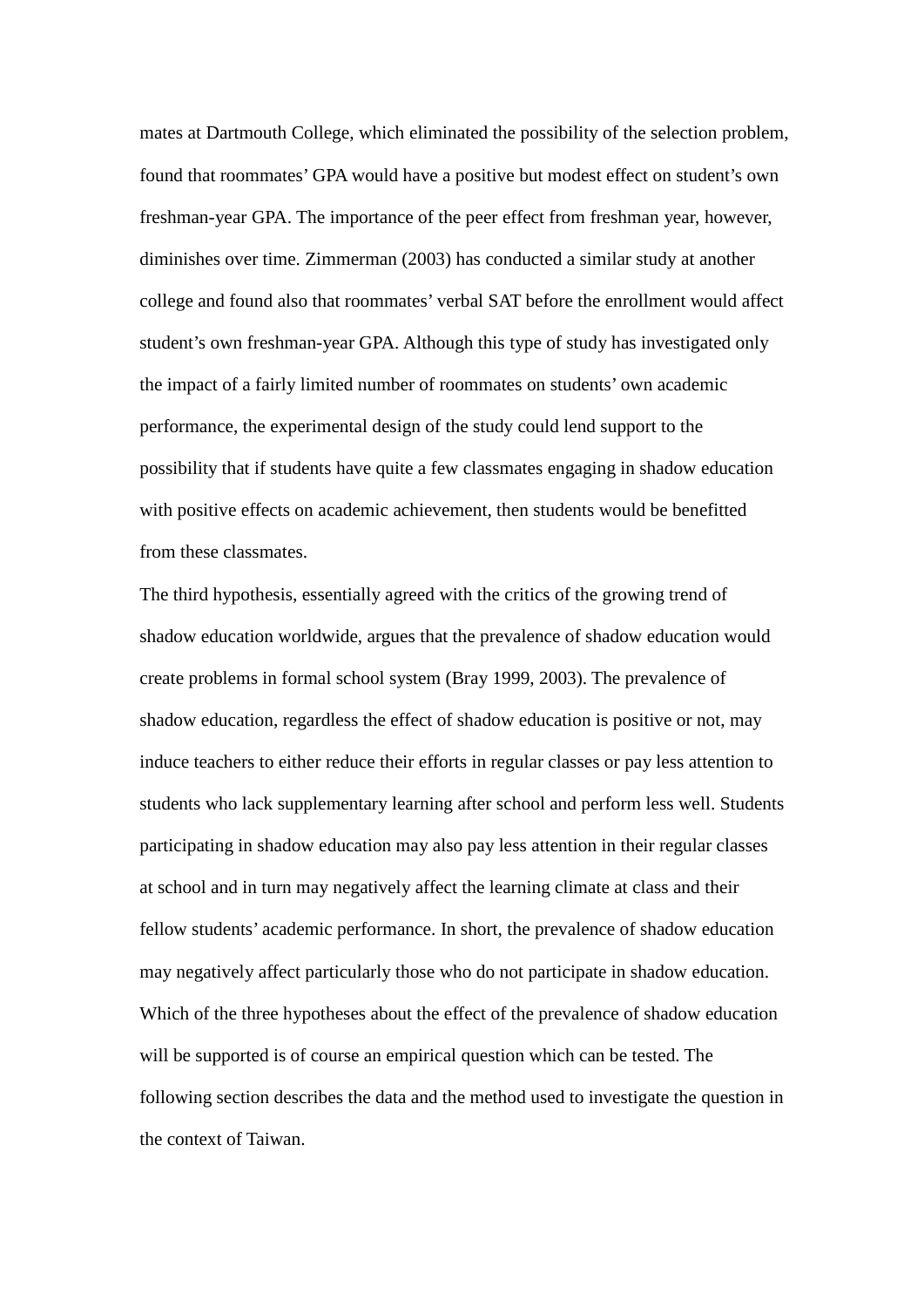mates at Dartmouth College, which eliminated the possibility of the selection problem, found that roommates' GPA would have a positive but modest effect on student's own freshman-year GPA. The importance of the peer effect from freshman year, however, diminishes over time. Zimmerman (2003) has conducted a similar study at another college and found also that roommates' verbal SAT before the enrollment would affect student's own freshman-year GPA. Although this type of study has investigated only the impact of a fairly limited number of roommates on students' own academic performance, the experimental design of the study could lend support to the possibility that if students have quite a few classmates engaging in shadow education with positive effects on academic achievement, then students would be benefitted from these classmates.

The third hypothesis, essentially agreed with the critics of the growing trend of shadow education worldwide, argues that the prevalence of shadow education would create problems in formal school system (Bray 1999, 2003). The prevalence of shadow education, regardless the effect of shadow education is positive or not, may induce teachers to either reduce their efforts in regular classes or pay less attention to students who lack supplementary learning after school and perform less well. Students participating in shadow education may also pay less attention in their regular classes at school and in turn may negatively affect the learning climate at class and their fellow students' academic performance. In short, the prevalence of shadow education may negatively affect particularly those who do not participate in shadow education.

Which of the three hypotheses about the effect of the prevalence of shadow education will be supported is of course an empirical question which can be tested. The following section describes the data and the method used to investigate the question in the context of Taiwan.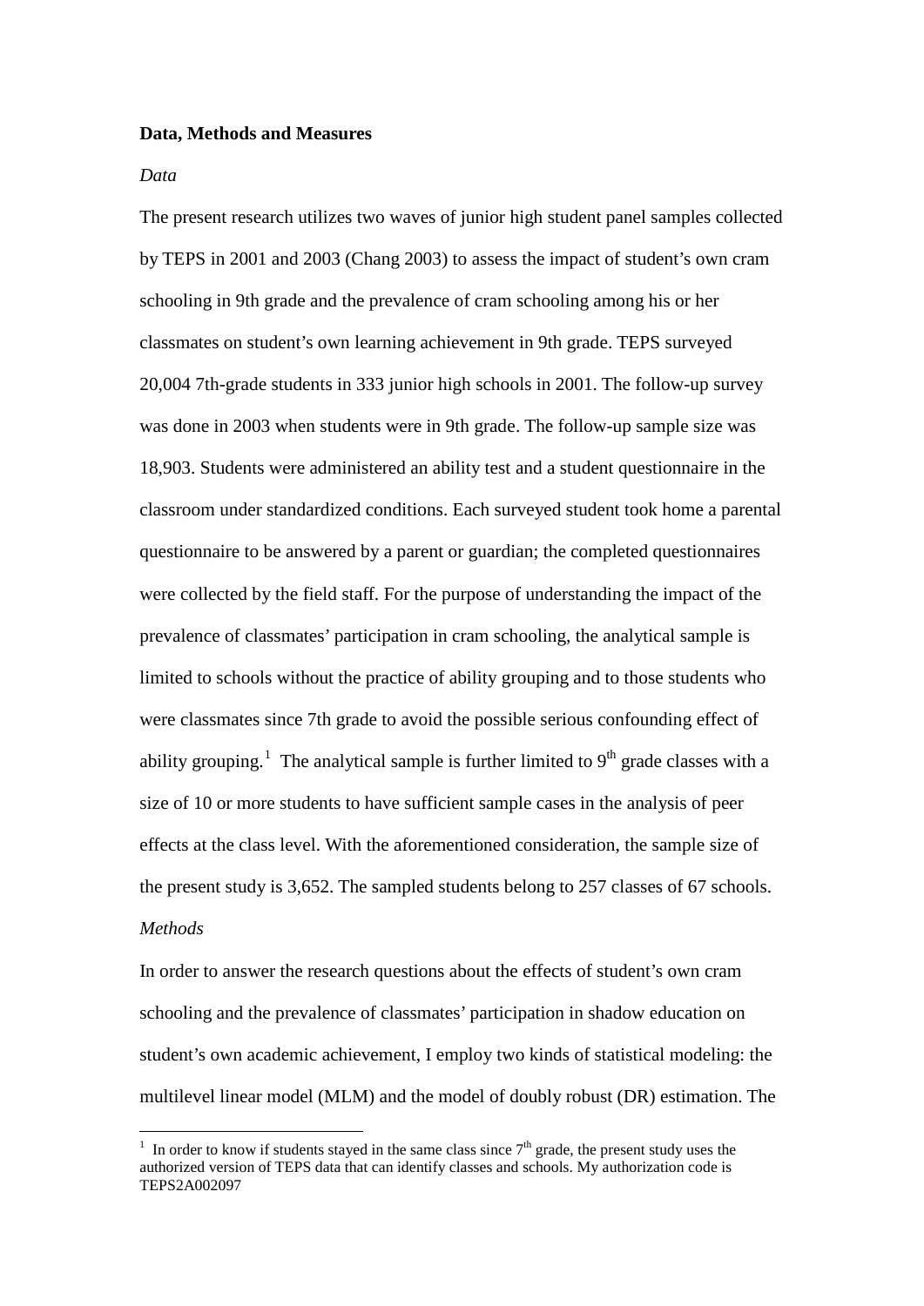**Data, Methods and Measures**

*Data*

The present research utilizes two waves of junior high student panel samples collected by TEPS in 2001 and 2003 (Chang 2003) to assess the impact of student's own cram schooling in 9th grade and the prevalence of cram schooling among his or her classmates on student's own learning achievement in 9th grade. TEPS surveyed 20,004 7th-grade students in 333 junior high schools in 2001. The follow-up survey was done in 2003 when students were in 9th grade. The follow-up sample size was 18,903. Students were administered an ability test and a student questionnaire in the classroom under standardized conditions. Each surveyed student took home a parental questionnaire to be answered by a parent or guardian; the completed questionnaires were collected by the field staff. For the purpose of understanding the impact of the prevalence of classmates' participation in cram schooling, the analytical sample is limited to schools without the practice of ability grouping and to those students who were classmates since 7th grade to avoid the possible serious confounding effect of ability grouping.[1] The analytical sample is further limited to 9th grade classes with a size of 10 or more students to have sufficient sample cases in the analysis of peer effects at the class level. With the aforementioned consideration, the sample size of the present study is 3,652. The sampled students belong to 257 classes of 67 schools.

*Methods*

In order to answer the research questions about the effects of student's own cram schooling and the prevalence of classmates' participation in shadow education on student's own academic achievement, I employ two kinds of statistical modeling: the multilevel linear model (MLM) and the model of doubly robust (DR) estimation. The

---

[1] In order to know if students stayed in the same class since 7th grade, the present study uses the authorized version of TEPS data that can identify classes and schools. My authorization code is TEPS2A002097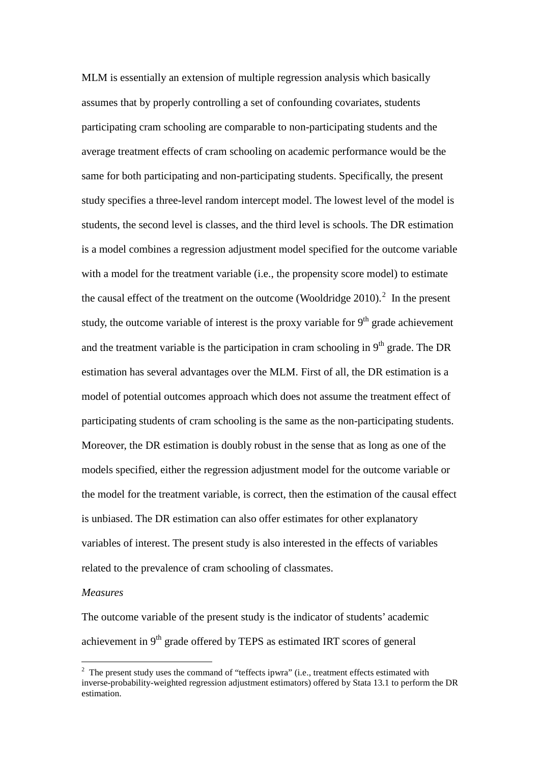MLM is essentially an extension of multiple regression analysis which basically assumes that by properly controlling a set of confounding covariates, students participating cram schooling are comparable to non-participating students and the average treatment effects of cram schooling on academic performance would be the same for both participating and non-participating students. Specifically, the present study specifies a three-level random intercept model. The lowest level of the model is students, the second level is classes, and the third level is schools. The DR estimation is a model combines a regression adjustment model specified for the outcome variable with a model for the treatment variable (i.e., the propensity score model) to estimate the causal effect of the treatment on the outcome (Wooldridge 2010).[2] In the present study, the outcome variable of interest is the proxy variable for 9th grade achievement and the treatment variable is the participation in cram schooling in 9th grade. The DR estimation has several advantages over the MLM. First of all, the DR estimation is a model of potential outcomes approach which does not assume the treatment effect of participating students of cram schooling is the same as the non-participating students. Moreover, the DR estimation is doubly robust in the sense that as long as one of the models specified, either the regression adjustment model for the outcome variable or the model for the treatment variable, is correct, then the estimation of the causal effect is unbiased. The DR estimation can also offer estimates for other explanatory variables of interest. The present study is also interested in the effects of variables related to the prevalence of cram schooling of classmates.

*Measures*

The outcome variable of the present study is the indicator of students' academic achievement in 9th grade offered by TEPS as estimated IRT scores of general

---

[2] The present study uses the command of "teffects ipwra" (i.e., treatment effects estimated with inverse-probability-weighted regression adjustment estimators) offered by Stata 13.1 to perform the DR estimation.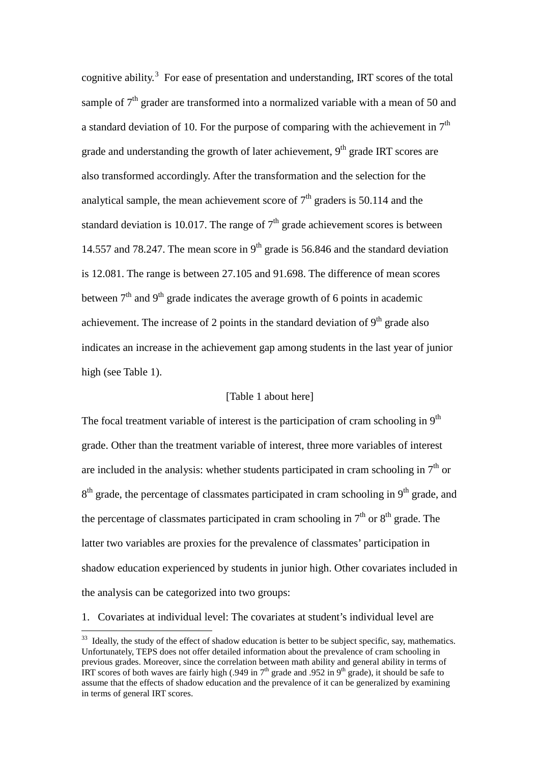cognitive ability.[3] For ease of presentation and understanding, IRT scores of the total sample of 7th grader are transformed into a normalized variable with a mean of 50 and a standard deviation of 10. For the purpose of comparing with the achievement in 7th grade and understanding the growth of later achievement, 9th grade IRT scores are also transformed accordingly. After the transformation and the selection for the analytical sample, the mean achievement score of 7th graders is 50.114 and the standard deviation is 10.017. The range of 7th grade achievement scores is between 14.557 and 78.247. The mean score in 9th grade is 56.846 and the standard deviation is 12.081. The range is between 27.105 and 91.698. The difference of mean scores between 7th and 9th grade indicates the average growth of 6 points in academic achievement. The increase of 2 points in the standard deviation of 9th grade also indicates an increase in the achievement gap among students in the last year of junior high (see Table 1).

[Table 1 about here]

The focal treatment variable of interest is the participation of cram schooling in 9th grade. Other than the treatment variable of interest, three more variables of interest are included in the analysis: whether students participated in cram schooling in 7th or 8th grade, the percentage of classmates participated in cram schooling in 9th grade, and the percentage of classmates participated in cram schooling in 7th or 8th grade. The latter two variables are proxies for the prevalence of classmates' participation in shadow education experienced by students in junior high. Other covariates included in the analysis can be categorized into two groups:

1. Covariates at individual level: The covariates at student's individual level are

---

[3] Ideally, the study of the effect of shadow education is better to be subject specific, say, mathematics. Unfortunately, TEPS does not offer detailed information about the prevalence of cram schooling in previous grades. Moreover, since the correlation between math ability and general ability in terms of IRT scores of both waves are fairly high (.949 in 7th grade and .952 in 9th grade), it should be safe to assume that the effects of shadow education and the prevalence of it can be generalized by examining in terms of general IRT scores.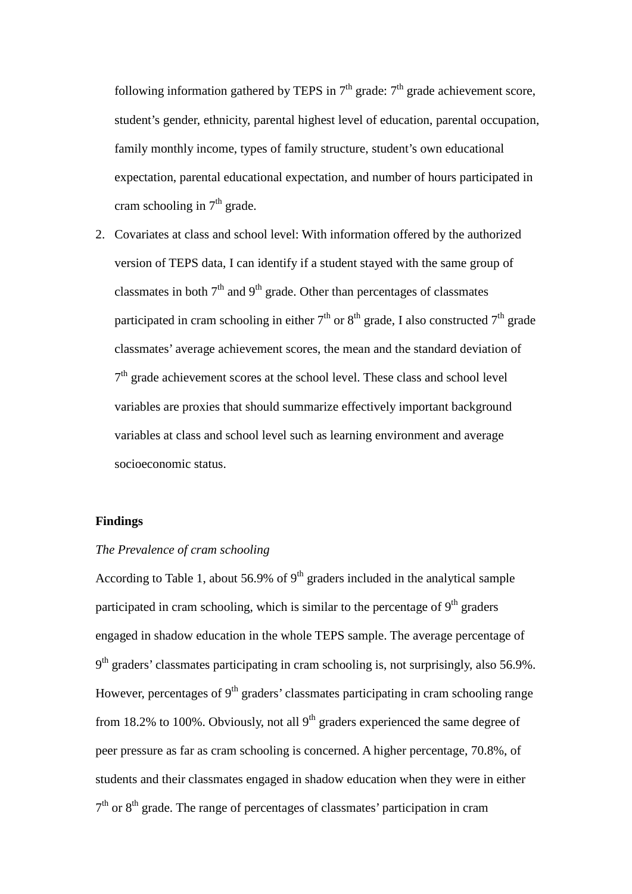following information gathered by TEPS in 7th grade: 7th grade achievement score, student's gender, ethnicity, parental highest level of education, parental occupation, family monthly income, types of family structure, student's own educational expectation, parental educational expectation, and number of hours participated in cram schooling in 7th grade.

2. Covariates at class and school level: With information offered by the authorized version of TEPS data, I can identify if a student stayed with the same group of classmates in both 7th and 9th grade. Other than percentages of classmates participated in cram schooling in either 7th or 8th grade, I also constructed 7th grade classmates' average achievement scores, the mean and the standard deviation of 7th grade achievement scores at the school level. These class and school level variables are proxies that should summarize effectively important background variables at class and school level such as learning environment and average socioeconomic status.

**Findings**

*The Prevalence of cram schooling*

According to Table 1, about 56.9% of 9th graders included in the analytical sample participated in cram schooling, which is similar to the percentage of 9th graders engaged in shadow education in the whole TEPS sample. The average percentage of 9th graders' classmates participating in cram schooling is, not surprisingly, also 56.9%. However, percentages of 9th graders' classmates participating in cram schooling range from 18.2% to 100%. Obviously, not all 9th graders experienced the same degree of peer pressure as far as cram schooling is concerned. A higher percentage, 70.8%, of students and their classmates engaged in shadow education when they were in either 7th or 8th grade. The range of percentages of classmates' participation in cram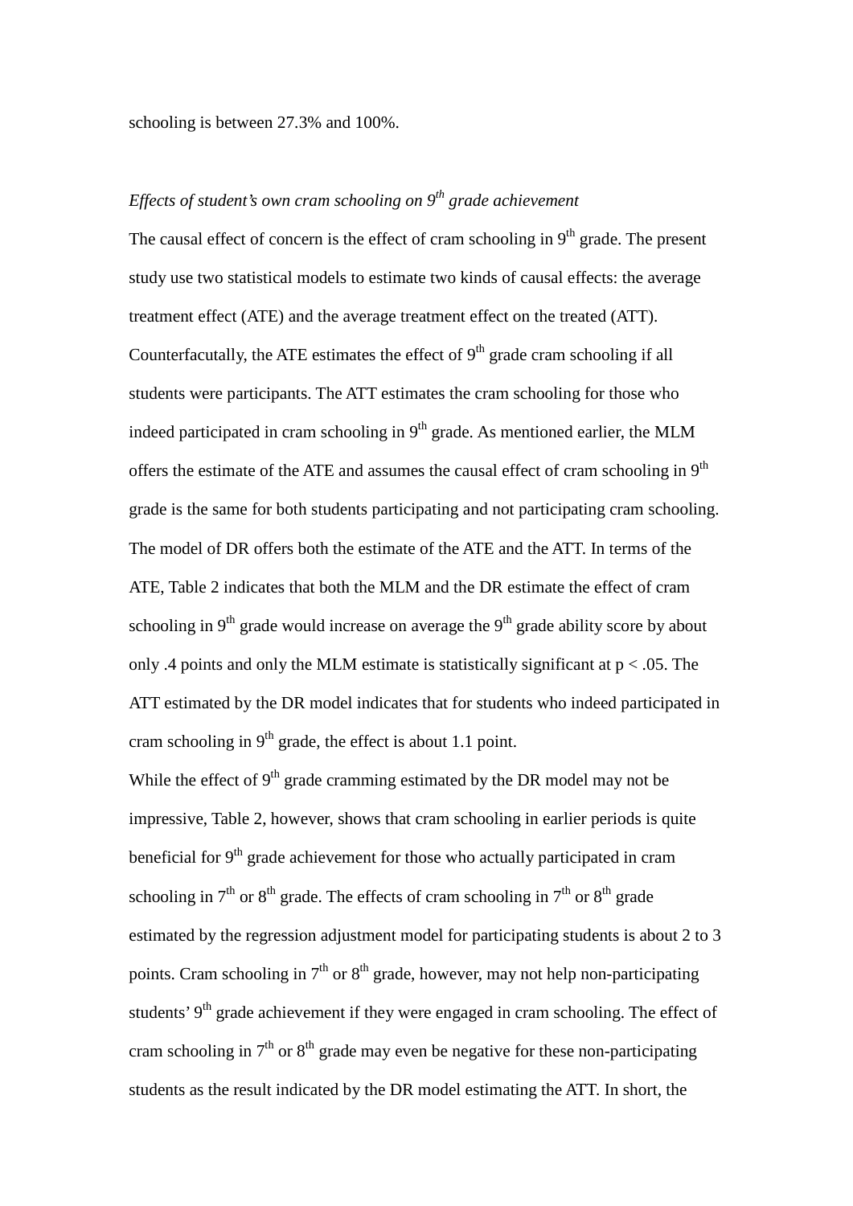schooling is between 27.3% and 100%.

*Effects of student's own cram schooling on 9$^{th}$ grade achievement*

The causal effect of concern is the effect of cram schooling in 9$^{th}$ grade. The present study use two statistical models to estimate two kinds of causal effects: the average treatment effect (ATE) and the average treatment effect on the treated (ATT). Counterfacutally, the ATE estimates the effect of 9$^{th}$ grade cram schooling if all students were participants. The ATT estimates the cram schooling for those who indeed participated in cram schooling in 9$^{th}$ grade. As mentioned earlier, the MLM offers the estimate of the ATE and assumes the causal effect of cram schooling in 9$^{th}$ grade is the same for both students participating and not participating cram schooling. The model of DR offers both the estimate of the ATE and the ATT. In terms of the ATE, Table 2 indicates that both the MLM and the DR estimate the effect of cram schooling in 9$^{th}$ grade would increase on average the 9$^{th}$ grade ability score by about only .4 points and only the MLM estimate is statistically significant at $p < .05$. The ATT estimated by the DR model indicates that for students who indeed participated in cram schooling in 9$^{th}$ grade, the effect is about 1.1 point.

While the effect of 9$^{th}$ grade cramming estimated by the DR model may not be impressive, Table 2, however, shows that cram schooling in earlier periods is quite beneficial for 9$^{th}$ grade achievement for those who actually participated in cram schooling in 7$^{th}$ or 8$^{th}$ grade. The effects of cram schooling in 7$^{th}$ or 8$^{th}$ grade estimated by the regression adjustment model for participating students is about 2 to 3 points. Cram schooling in 7$^{th}$ or 8$^{th}$ grade, however, may not help non-participating students' 9$^{th}$ grade achievement if they were engaged in cram schooling. The effect of cram schooling in 7$^{th}$ or 8$^{th}$ grade may even be negative for these non-participating students as the result indicated by the DR model estimating the ATT. In short, the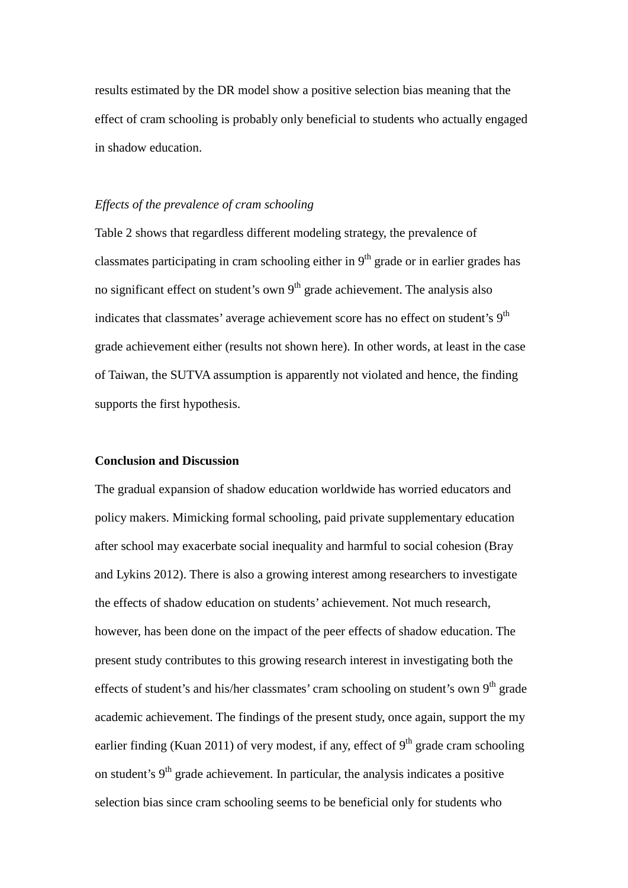results estimated by the DR model show a positive selection bias meaning that the effect of cram schooling is probably only beneficial to students who actually engaged in shadow education.

*Effects of the prevalence of cram schooling*

Table 2 shows that regardless different modeling strategy, the prevalence of classmates participating in cram schooling either in $9^{th}$ grade or in earlier grades has no significant effect on student's own $9^{th}$ grade achievement. The analysis also indicates that classmates' average achievement score has no effect on student's $9^{th}$ grade achievement either (results not shown here). In other words, at least in the case of Taiwan, the SUTVA assumption is apparently not violated and hence, the finding supports the first hypothesis.

**Conclusion and Discussion**

The gradual expansion of shadow education worldwide has worried educators and policy makers. Mimicking formal schooling, paid private supplementary education after school may exacerbate social inequality and harmful to social cohesion (Bray and Lykins 2012). There is also a growing interest among researchers to investigate the effects of shadow education on students' achievement. Not much research, however, has been done on the impact of the peer effects of shadow education. The present study contributes to this growing research interest in investigating both the effects of student's and his/her classmates' cram schooling on student's own $9^{th}$ grade academic achievement. The findings of the present study, once again, support the my earlier finding (Kuan 2011) of very modest, if any, effect of $9^{th}$ grade cram schooling on student's $9^{th}$ grade achievement. In particular, the analysis indicates a positive selection bias since cram schooling seems to be beneficial only for students who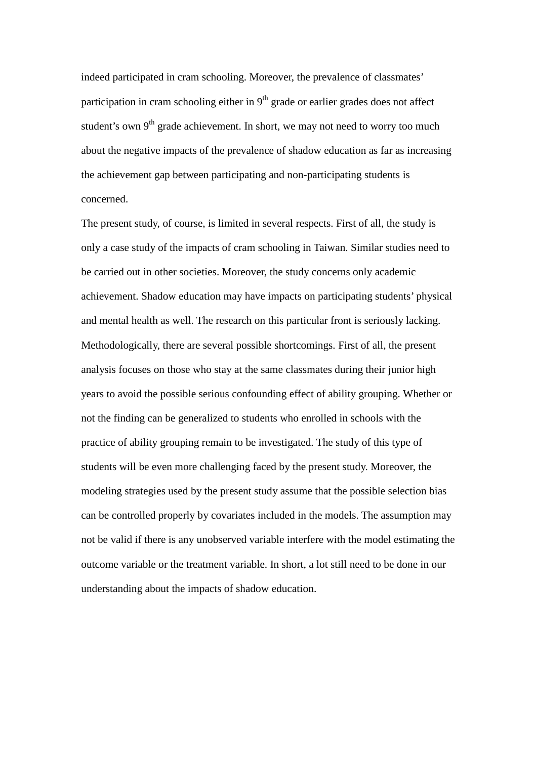indeed participated in cram schooling. Moreover, the prevalence of classmates' participation in cram schooling either in $9^{th}$ grade or earlier grades does not affect student's own $9^{th}$ grade achievement. In short, we may not need to worry too much about the negative impacts of the prevalence of shadow education as far as increasing the achievement gap between participating and non-participating students is concerned.

The present study, of course, is limited in several respects. First of all, the study is only a case study of the impacts of cram schooling in Taiwan. Similar studies need to be carried out in other societies. Moreover, the study concerns only academic achievement. Shadow education may have impacts on participating students' physical and mental health as well. The research on this particular front is seriously lacking. Methodologically, there are several possible shortcomings. First of all, the present analysis focuses on those who stay at the same classmates during their junior high years to avoid the possible serious confounding effect of ability grouping. Whether or not the finding can be generalized to students who enrolled in schools with the practice of ability grouping remain to be investigated. The study of this type of students will be even more challenging faced by the present study. Moreover, the modeling strategies used by the present study assume that the possible selection bias can be controlled properly by covariates included in the models. The assumption may not be valid if there is any unobserved variable interfere with the model estimating the outcome variable or the treatment variable. In short, a lot still need to be done in our understanding about the impacts of shadow education.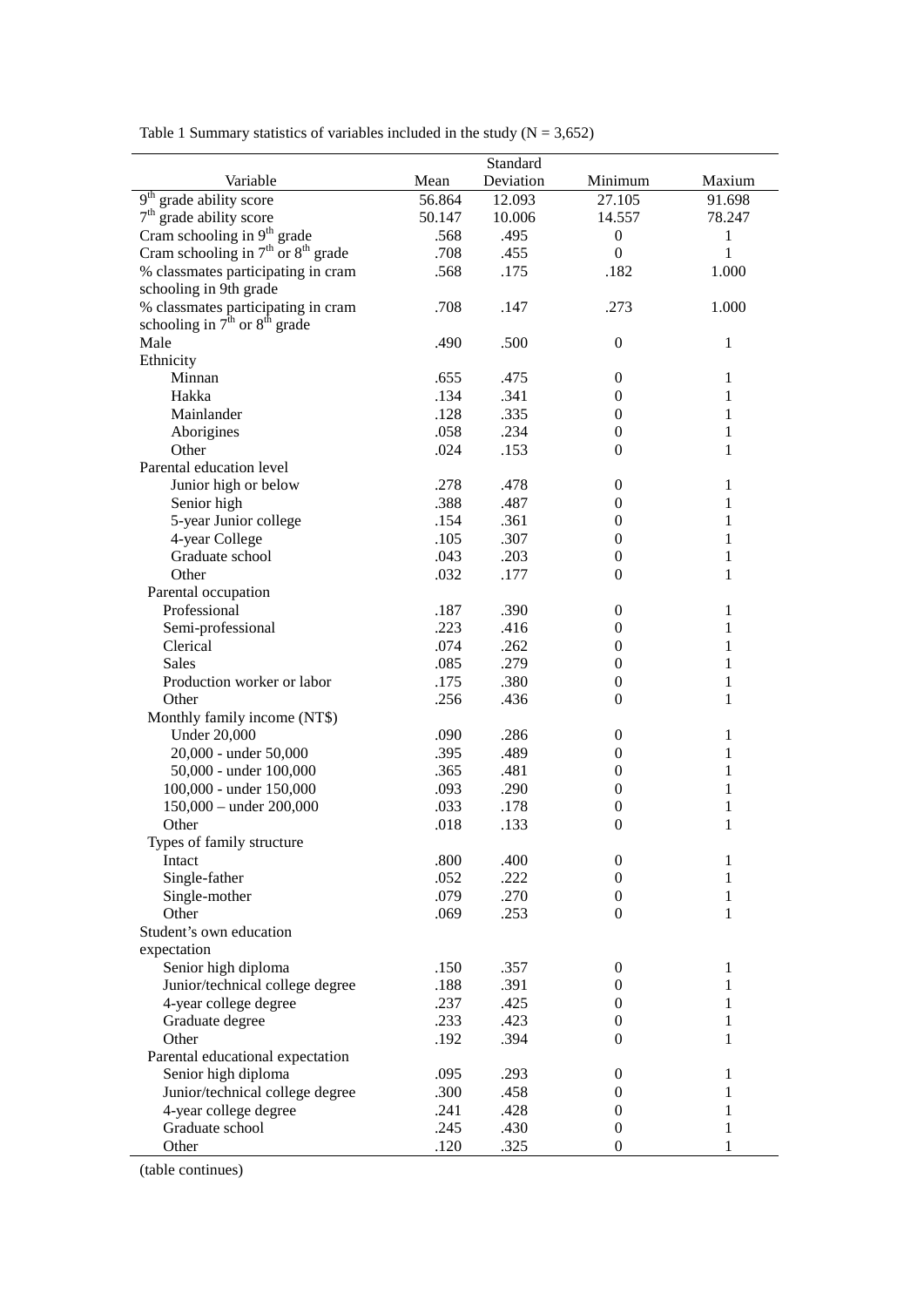Table 1 Summary statistics of variables included in the study (N = 3,652)

| Variable | Mean | Standard Deviation | Minimum | Maxium |
|---|---|---|---|---|
| 9th grade ability score | 56.864 | 12.093 | 27.105 | 91.698 |
| 7th grade ability score | 50.147 | 10.006 | 14.557 | 78.247 |
| Cram schooling in 9th grade | .568 | .495 | 0 | 1 |
| Cram schooling in 7th or 8th grade | .708 | .455 | 0 | 1 |
| % classmates participating in cram schooling in 9th grade | .568 | .175 | .182 | 1.000 |
| % classmates participating in cram schooling in 7th or 8th grade | .708 | .147 | .273 | 1.000 |
| Male | .490 | .500 | 0 | 1 |
| Ethnicity | | | | |
| Minnan | .655 | .475 | 0 | 1 |
| Hakka | .134 | .341 | 0 | 1 |
| Mainlander | .128 | .335 | 0 | 1 |
| Aborigines | .058 | .234 | 0 | 1 |
| Other | .024 | .153 | 0 | 1 |
| Parental education level | | | | |
| Junior high or below | .278 | .478 | 0 | 1 |
| Senior high | .388 | .487 | 0 | 1 |
| 5-year Junior college | .154 | .361 | 0 | 1 |
| 4-year College | .105 | .307 | 0 | 1 |
| Graduate school | .043 | .203 | 0 | 1 |
| Other | .032 | .177 | 0 | 1 |
| Parental occupation | | | | |
| Professional | .187 | .390 | 0 | 1 |
| Semi-professional | .223 | .416 | 0 | 1 |
| Clerical | .074 | .262 | 0 | 1 |
| Sales | .085 | .279 | 0 | 1 |
| Production worker or labor | .175 | .380 | 0 | 1 |
| Other | .256 | .436 | 0 | 1 |
| Monthly family income (NT$) | | | | |
| Under 20,000 | .090 | .286 | 0 | 1 |
| 20,000 - under 50,000 | .395 | .489 | 0 | 1 |
| 50,000 - under 100,000 | .365 | .481 | 0 | 1 |
| 100,000 - under 150,000 | .093 | .290 | 0 | 1 |
| 150,000 – under 200,000 | .033 | .178 | 0 | 1 |
| Other | .018 | .133 | 0 | 1 |
| Types of family structure | | | | |
| Intact | .800 | .400 | 0 | 1 |
| Single-father | .052 | .222 | 0 | 1 |
| Single-mother | .079 | .270 | 0 | 1 |
| Other | .069 | .253 | 0 | 1 |
| Student's own education expectation | | | | |
| Senior high diploma | .150 | .357 | 0 | 1 |
| Junior/technical college degree | .188 | .391 | 0 | 1 |
| 4-year college degree | .237 | .425 | 0 | 1 |
| Graduate degree | .233 | .423 | 0 | 1 |
| Other | .192 | .394 | 0 | 1 |
| Parental educational expectation | | | | |
| Senior high diploma | .095 | .293 | 0 | 1 |
| Junior/technical college degree | .300 | .458 | 0 | 1 |
| 4-year college degree | .241 | .428 | 0 | 1 |
| Graduate school | .245 | .430 | 0 | 1 |
| Other | .120 | .325 | 0 | 1 |

(table continues)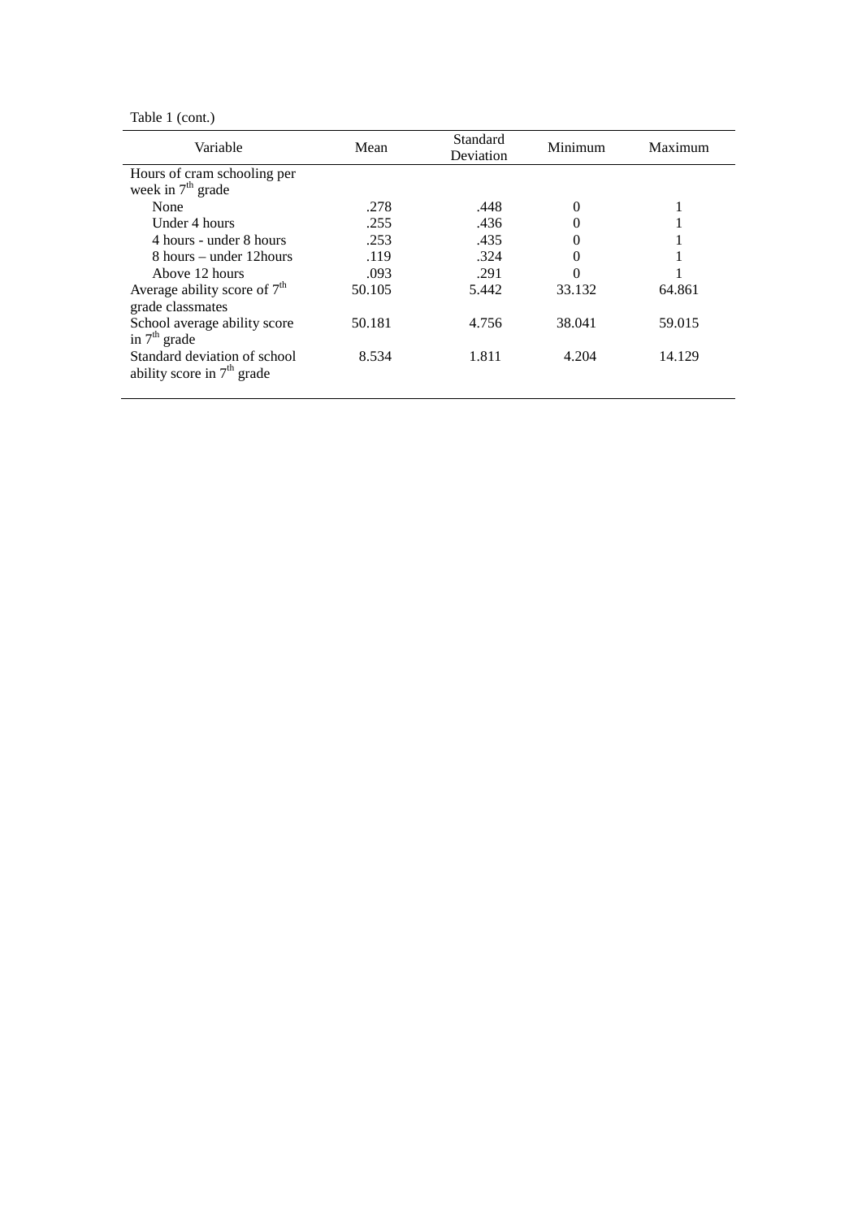Table 1 (cont.)

| Variable | Mean | Standard Deviation | Minimum | Maximum |
|---|---|---|---|---|
| Hours of cram schooling per week in 7th grade | | | | |
| None | .278 | .448 | 0 | 1 |
| Under 4 hours | .255 | .436 | 0 | 1 |
| 4 hours - under 8 hours | .253 | .435 | 0 | 1 |
| 8 hours – under 12hours | .119 | .324 | 0 | 1 |
| Above 12 hours | .093 | .291 | 0 | 1 |
| Average ability score of 7th grade classmates | 50.105 | 5.442 | 33.132 | 64.861 |
| School average ability score in 7th grade | 50.181 | 4.756 | 38.041 | 59.015 |
| Standard deviation of school ability score in 7th grade | 8.534 | 1.811 | 4.204 | 14.129 |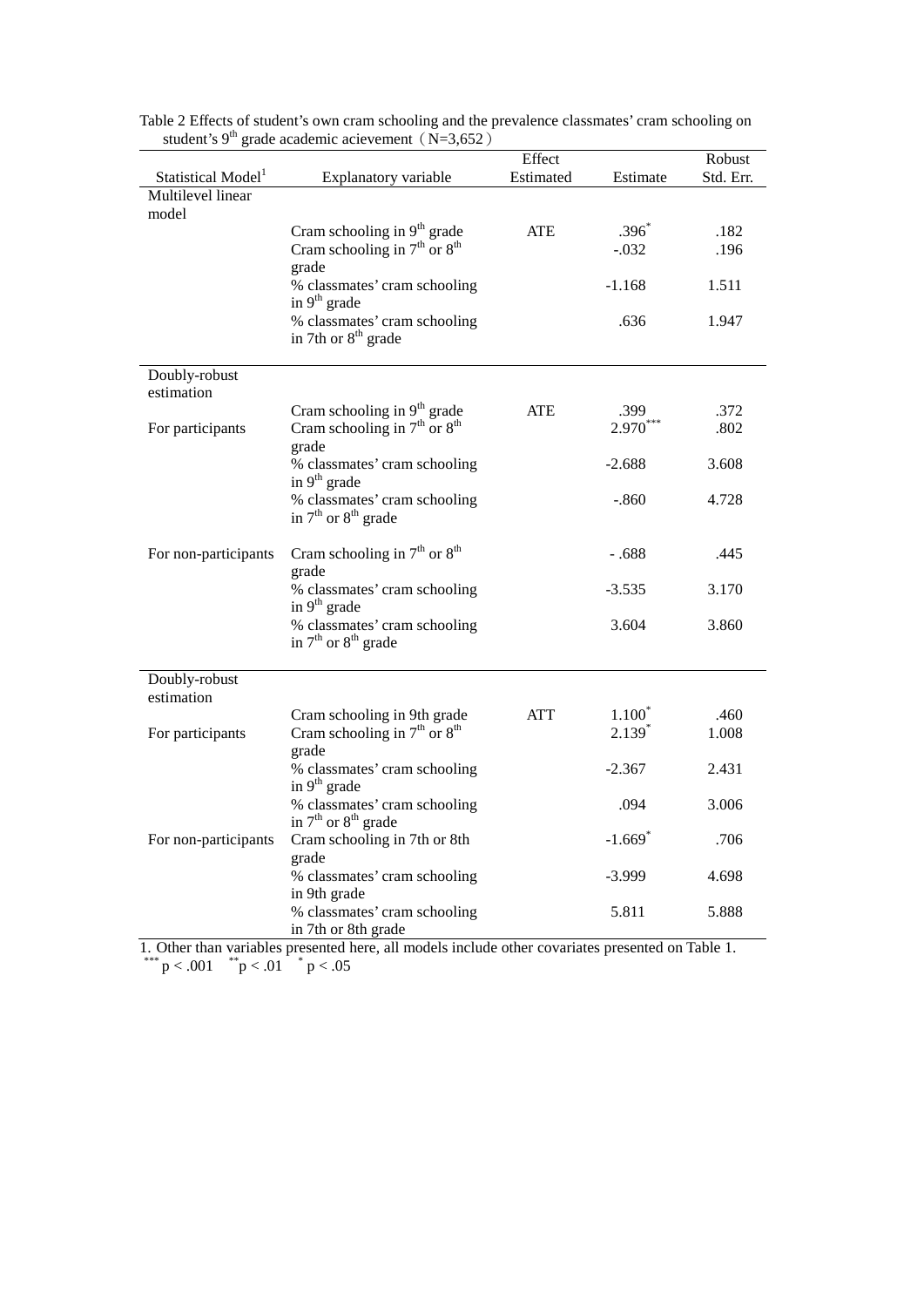Table 2 Effects of student's own cram schooling and the prevalence classmates' cram schooling on student's 9th grade academic acievement（N=3,652）

| Statistical Model[1] | Explanatory variable | Effect Estimated | Estimate | Robust Std. Err. |
|---|---|---|---|---|
| Multilevel linear model | | | | |
| | Cram schooling in 9th grade | ATE | .396* | .182 |
| | Cram schooling in 7th or 8th grade | | -.032 | .196 |
| | % classmates' cram schooling in 9th grade | | -1.168 | 1.511 |
| | % classmates' cram schooling in 7th or 8th grade | | .636 | 1.947 |
| Doubly-robust estimation | | | | |
| | Cram schooling in 9th grade | ATE | .399 | .372 |
| For participants | Cram schooling in 7th or 8th grade | | 2.970*** | .802 |
| | % classmates' cram schooling in 9th grade | | -2.688 | 3.608 |
| | % classmates' cram schooling in 7th or 8th grade | | -.860 | 4.728 |
| For non-participants | Cram schooling in 7th or 8th grade | | - .688 | .445 |
| | % classmates' cram schooling in 9th grade | | -3.535 | 3.170 |
| | % classmates' cram schooling in 7th or 8th grade | | 3.604 | 3.860 |
| Doubly-robust estimation | | | | |
| | Cram schooling in 9th grade | ATT | 1.100* | .460 |
| For participants | Cram schooling in 7th or 8th grade | | 2.139* | 1.008 |
| | % classmates' cram schooling in 9th grade | | -2.367 | 2.431 |
| | % classmates' cram schooling in 7th or 8th grade | | .094 | 3.006 |
| For non-participants | Cram schooling in 7th or 8th grade | | -1.669* | .706 |
| | % classmates' cram schooling in 9th grade | | -3.999 | 4.698 |
| | % classmates' cram schooling in 7th or 8th grade | | 5.811 | 5.888 |

1. Other than variables presented here, all models include other covariates presented on Table 1.
*** $p < .001$ ** $p < .01$ * $p < .05$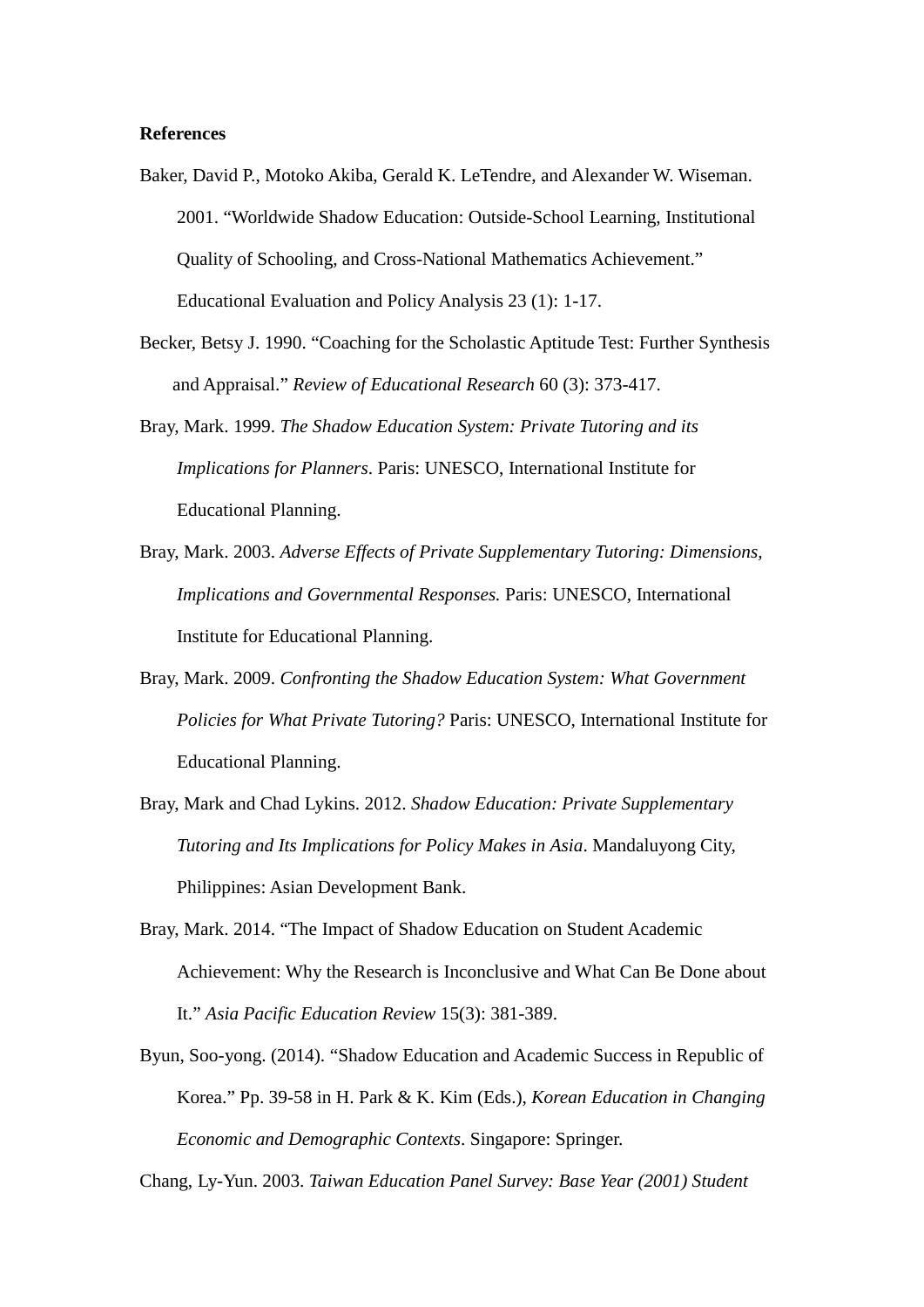**References**

Baker, David P., Motoko Akiba, Gerald K. LeTendre, and Alexander W. Wiseman. 2001. "Worldwide Shadow Education: Outside-School Learning, Institutional Quality of Schooling, and Cross-National Mathematics Achievement." Educational Evaluation and Policy Analysis 23 (1): 1-17.

Becker, Betsy J. 1990. "Coaching for the Scholastic Aptitude Test: Further Synthesis and Appraisal." *Review of Educational Research* 60 (3): 373-417.

Bray, Mark. 1999. *The Shadow Education System: Private Tutoring and its Implications for Planners*. Paris: UNESCO, International Institute for Educational Planning.

Bray, Mark. 2003. *Adverse Effects of Private Supplementary Tutoring: Dimensions, Implications and Governmental Responses.* Paris: UNESCO, International Institute for Educational Planning.

Bray, Mark. 2009. *Confronting the Shadow Education System: What Government Policies for What Private Tutoring?* Paris: UNESCO, International Institute for Educational Planning.

Bray, Mark and Chad Lykins. 2012. *Shadow Education: Private Supplementary Tutoring and Its Implications for Policy Makes in Asia*. Mandaluyong City, Philippines: Asian Development Bank.

Bray, Mark. 2014. "The Impact of Shadow Education on Student Academic Achievement: Why the Research is Inconclusive and What Can Be Done about It." *Asia Pacific Education Review* 15(3): 381-389.

Byun, Soo-yong. (2014). "Shadow Education and Academic Success in Republic of Korea." Pp. 39-58 in H. Park & K. Kim (Eds.), *Korean Education in Changing Economic and Demographic Contexts*. Singapore: Springer.

Chang, Ly-Yun. 2003. *Taiwan Education Panel Survey: Base Year (2001) Student*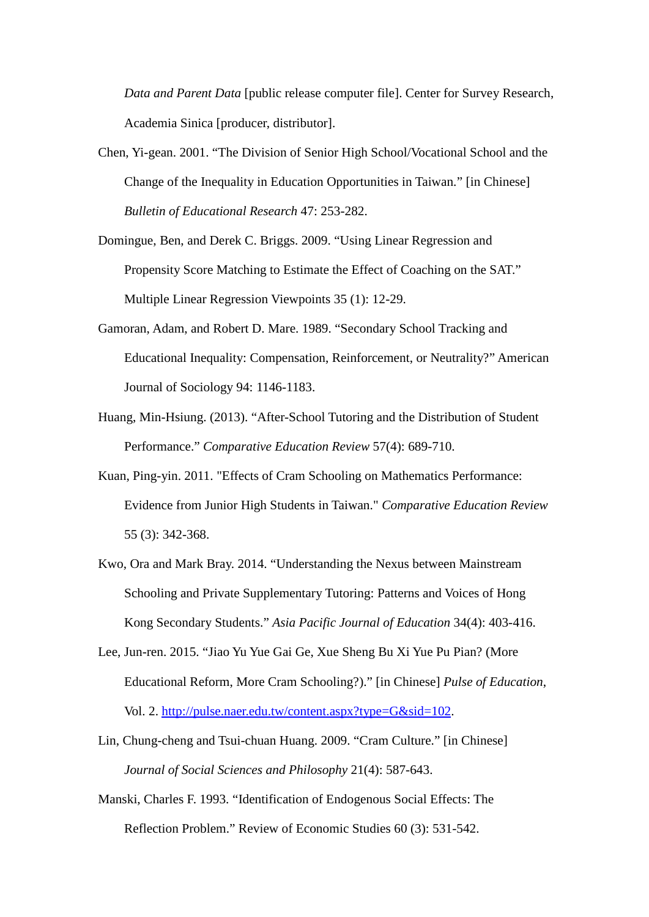*Data and Parent Data* [public release computer file]. Center for Survey Research, Academia Sinica [producer, distributor].

Chen, Yi-gean. 2001. “The Division of Senior High School/Vocational School and the Change of the Inequality in Education Opportunities in Taiwan.” [in Chinese] *Bulletin of Educational Research* 47: 253-282.

Domingue, Ben, and Derek C. Briggs. 2009. “Using Linear Regression and Propensity Score Matching to Estimate the Effect of Coaching on the SAT.” Multiple Linear Regression Viewpoints 35 (1): 12-29.

Gamoran, Adam, and Robert D. Mare. 1989. “Secondary School Tracking and Educational Inequality: Compensation, Reinforcement, or Neutrality?” American Journal of Sociology 94: 1146-1183.

Huang, Min-Hsiung. (2013). “After-School Tutoring and the Distribution of Student Performance.” *Comparative Education Review* 57(4): 689-710.

Kuan, Ping-yin. 2011. "Effects of Cram Schooling on Mathematics Performance: Evidence from Junior High Students in Taiwan." *Comparative Education Review* 55 (3): 342-368.

Kwo, Ora and Mark Bray. 2014. “Understanding the Nexus between Mainstream Schooling and Private Supplementary Tutoring: Patterns and Voices of Hong Kong Secondary Students.” *Asia Pacific Journal of Education* 34(4): 403-416.

Lee, Jun-ren. 2015. “Jiao Yu Yue Gai Ge, Xue Sheng Bu Xi Yue Pu Pian? (More Educational Reform, More Cram Schooling?).” [in Chinese] *Pulse of Education*, Vol. 2. http://pulse.naer.edu.tw/content.aspx?type=G&sid=102.

Lin, Chung-cheng and Tsui-chuan Huang. 2009. “Cram Culture.” [in Chinese] *Journal of Social Sciences and Philosophy* 21(4): 587-643.

Manski, Charles F. 1993. “Identification of Endogenous Social Effects: The Reflection Problem.” Review of Economic Studies 60 (3): 531-542.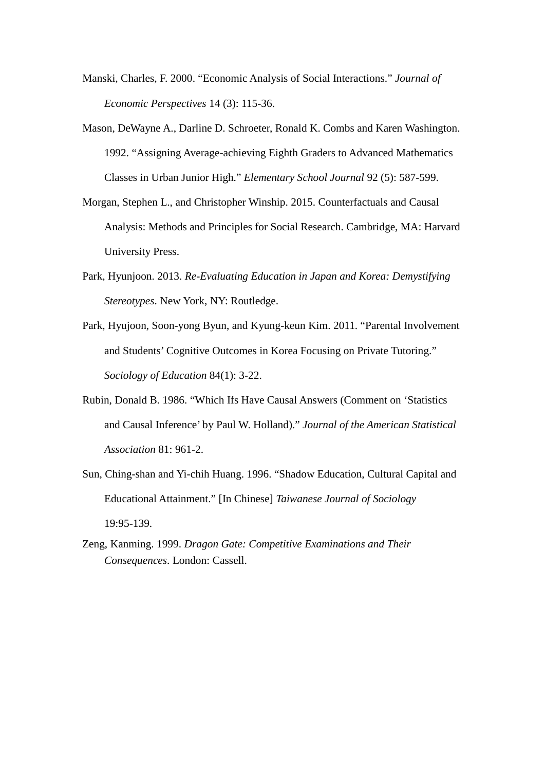Manski, Charles, F. 2000. "Economic Analysis of Social Interactions." *Journal of Economic Perspectives* 14 (3): 115-36.

Mason, DeWayne A., Darline D. Schroeter, Ronald K. Combs and Karen Washington. 1992. "Assigning Average-achieving Eighth Graders to Advanced Mathematics Classes in Urban Junior High." *Elementary School Journal* 92 (5): 587-599.

Morgan, Stephen L., and Christopher Winship. 2015. Counterfactuals and Causal Analysis: Methods and Principles for Social Research. Cambridge, MA: Harvard University Press.

Park, Hyunjoon. 2013. *Re-Evaluating Education in Japan and Korea: Demystifying Stereotypes*. New York, NY: Routledge.

Park, Hyujoon, Soon-yong Byun, and Kyung-keun Kim. 2011. "Parental Involvement and Students' Cognitive Outcomes in Korea Focusing on Private Tutoring." *Sociology of Education* 84(1): 3-22.

Rubin, Donald B. 1986. "Which Ifs Have Causal Answers (Comment on 'Statistics and Causal Inference' by Paul W. Holland)." *Journal of the American Statistical Association* 81: 961-2.

Sun, Ching-shan and Yi-chih Huang. 1996. "Shadow Education, Cultural Capital and Educational Attainment." [In Chinese] *Taiwanese Journal of Sociology* 19:95-139.

Zeng, Kanming. 1999. *Dragon Gate: Competitive Examinations and Their Consequences*. London: Cassell.